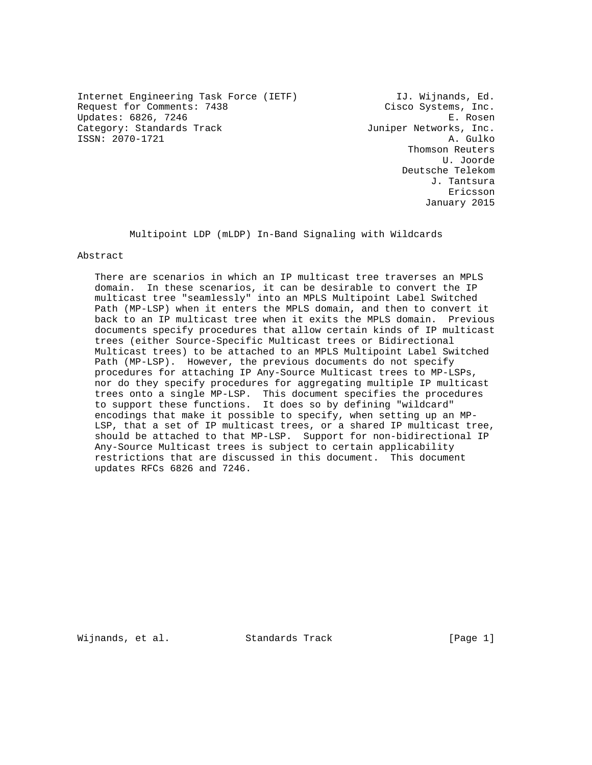Internet Engineering Task Force (IETF)  
Request for Comments: 7438  
Updates: 6826, 7246  
Category: Standards Track  
ISSN: 2070-1721

IJ. Wijnands, Ed.  
Cisco Systems, Inc.  
E. Rosen  
Juniper Networks, Inc.  
A. Gulko  
Thomson Reuters  
U. Joorde  
Deutsche Telekom  
J. Tantsura  
Ericsson  
January 2015

# Multipoint LDP (mLDP) In-Band Signaling with Wildcards

## Abstract

There are scenarios in which an IP multicast tree traverses an MPLS domain. In these scenarios, it can be desirable to convert the IP multicast tree "seamlessly" into an MPLS Multipoint Label Switched Path (MP-LSP) when it enters the MPLS domain, and then to convert it back to an IP multicast tree when it exits the MPLS domain. Previous documents specify procedures that allow certain kinds of IP multicast trees (either Source-Specific Multicast trees or Bidirectional Multicast trees) to be attached to an MPLS Multipoint Label Switched Path (MP-LSP). However, the previous documents do not specify procedures for attaching IP Any-Source Multicast trees to MP-LSPs, nor do they specify procedures for aggregating multiple IP multicast trees onto a single MP-LSP. This document specifies the procedures to support these functions. It does so by defining "wildcard" encodings that make it possible to specify, when setting up an MP-LSP, that a set of IP multicast trees, or a shared IP multicast tree, should be attached to that MP-LSP. Support for non-bidirectional IP Any-Source Multicast trees is subject to certain applicability restrictions that are discussed in this document. This document updates RFCs 6826 and 7246.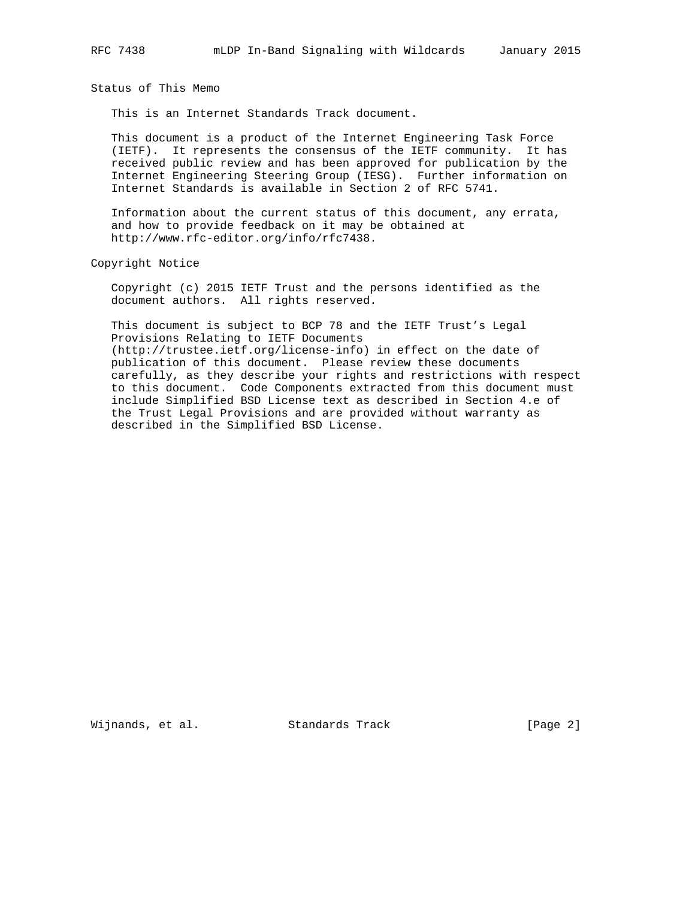## Status of This Memo

This is an Internet Standards Track document.

This document is a product of the Internet Engineering Task Force (IETF). It represents the consensus of the IETF community. It has received public review and has been approved for publication by the Internet Engineering Steering Group (IESG). Further information on Internet Standards is available in Section 2 of RFC 5741.

Information about the current status of this document, any errata, and how to provide feedback on it may be obtained at http://www.rfc-editor.org/info/rfc7438.

## Copyright Notice

Copyright (c) 2015 IETF Trust and the persons identified as the document authors. All rights reserved.

This document is subject to BCP 78 and the IETF Trust's Legal Provisions Relating to IETF Documents (http://trustee.ietf.org/license-info) in effect on the date of publication of this document. Please review these documents carefully, as they describe your rights and restrictions with respect to this document. Code Components extracted from this document must include Simplified BSD License text as described in Section 4.e of the Trust Legal Provisions and are provided without warranty as described in the Simplified BSD License.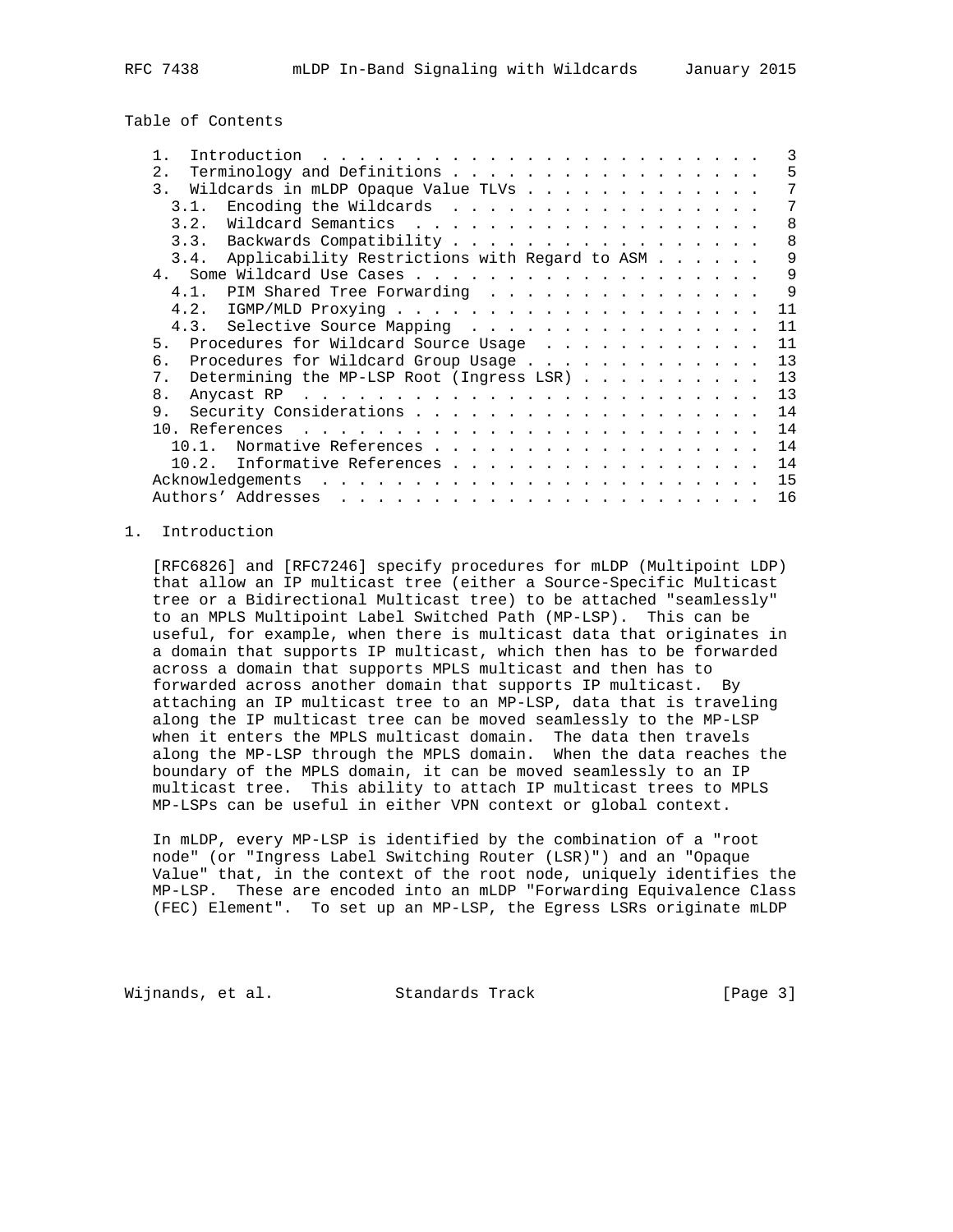Table of Contents

```
   1.  Introduction . . . . . . . . . . . . . . . . . . . . . . . .   3
   2.  Terminology and Definitions . . . . . . . . . . . . . . . . .   5
   3.  Wildcards in mLDP Opaque Value TLVs . . . . . . . . . . . . .   7
     3.1.  Encoding the Wildcards  . . . . . . . . . . . . . . . . .   7
     3.2.  Wildcard Semantics  . . . . . . . . . . . . . . . . . . .   8
     3.3.  Backwards Compatibility . . . . . . . . . . . . . . . . .   8
     3.4.  Applicability Restrictions with Regard to ASM . . . . . .   9
   4.  Some Wildcard Use Cases . . . . . . . . . . . . . . . . . . .   9
     4.1.  PIM Shared Tree Forwarding  . . . . . . . . . . . . . . .   9
     4.2.  IGMP/MLD Proxying . . . . . . . . . . . . . . . . . . . .  11
     4.3.  Selective Source Mapping  . . . . . . . . . . . . . . . .  11
   5.  Procedures for Wildcard Source Usage  . . . . . . . . . . . .  11
   6.  Procedures for Wildcard Group Usage . . . . . . . . . . . . .  13
   7.  Determining the MP-LSP Root (Ingress LSR) . . . . . . . . . .  13
   8.  Anycast RP  . . . . . . . . . . . . . . . . . . . . . . . . .  13
   9.  Security Considerations . . . . . . . . . . . . . . . . . . .  14
   10. References  . . . . . . . . . . . . . . . . . . . . . . . . .  14
     10.1.  Normative References . . . . . . . . . . . . . . . . . .  14
     10.2.  Informative References . . . . . . . . . . . . . . . . .  14
   Acknowledgements  . . . . . . . . . . . . . . . . . . . . . . . .  15
   Authors' Addresses  . . . . . . . . . . . . . . . . . . . . . . .  16
```

## 1. Introduction

[RFC6826] and [RFC7246] specify procedures for mLDP (Multipoint LDP) that allow an IP multicast tree (either a Source-Specific Multicast tree or a Bidirectional Multicast tree) to be attached "seamlessly" to an MPLS Multipoint Label Switched Path (MP-LSP). This can be useful, for example, when there is multicast data that originates in a domain that supports IP multicast, which then has to be forwarded across a domain that supports MPLS multicast and then has to forwarded across another domain that supports IP multicast. By attaching an IP multicast tree to an MP-LSP, data that is traveling along the IP multicast tree can be moved seamlessly to the MP-LSP when it enters the MPLS multicast domain. The data then travels along the MP-LSP through the MPLS domain. When the data reaches the boundary of the MPLS domain, it can be moved seamlessly to an IP multicast tree. This ability to attach IP multicast trees to MPLS MP-LSPs can be useful in either VPN context or global context.

In mLDP, every MP-LSP is identified by the combination of a "root node" (or "Ingress Label Switching Router (LSR)") and an "Opaque Value" that, in the context of the root node, uniquely identifies the MP-LSP. These are encoded into an mLDP "Forwarding Equivalence Class (FEC) Element". To set up an MP-LSP, the Egress LSRs originate mLDP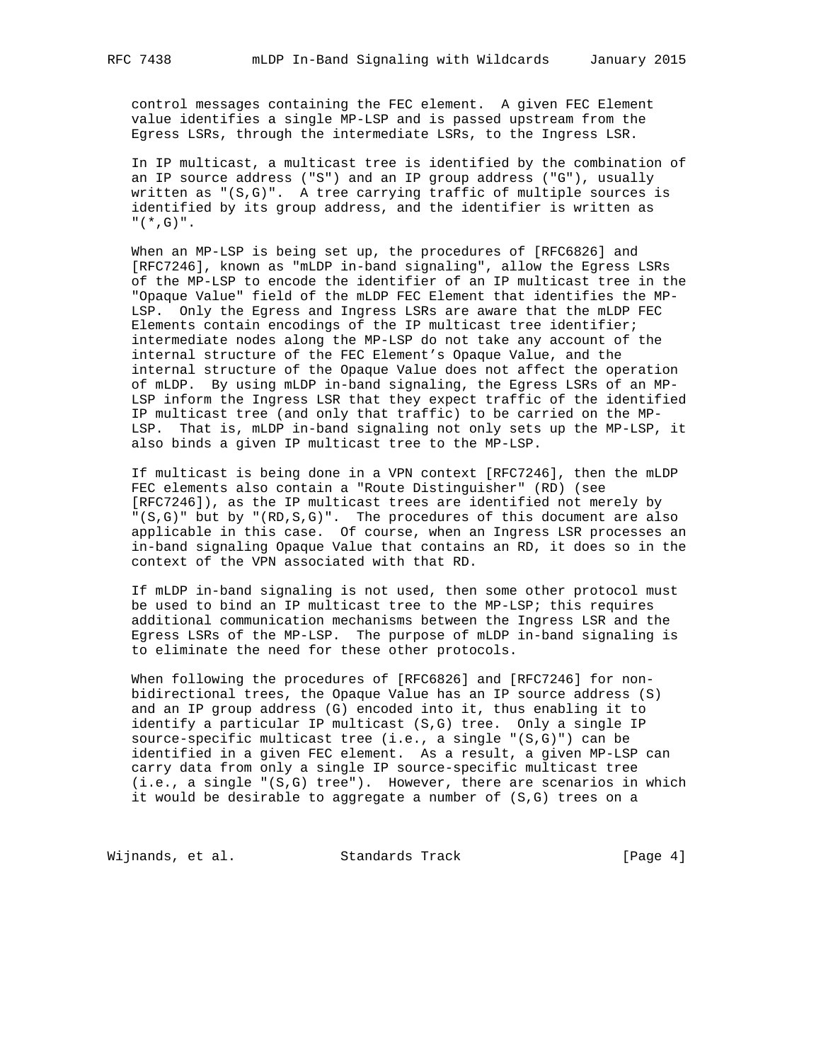control messages containing the FEC element. A given FEC Element value identifies a single MP-LSP and is passed upstream from the Egress LSRs, through the intermediate LSRs, to the Ingress LSR.

In IP multicast, a multicast tree is identified by the combination of an IP source address ("S") and an IP group address ("G"), usually written as "(S,G)". A tree carrying traffic of multiple sources is identified by its group address, and the identifier is written as "(*,G)".

When an MP-LSP is being set up, the procedures of [RFC6826] and [RFC7246], known as "mLDP in-band signaling", allow the Egress LSRs of the MP-LSP to encode the identifier of an IP multicast tree in the "Opaque Value" field of the mLDP FEC Element that identifies the MP-LSP. Only the Egress and Ingress LSRs are aware that the mLDP FEC Elements contain encodings of the IP multicast tree identifier; intermediate nodes along the MP-LSP do not take any account of the internal structure of the FEC Element’s Opaque Value, and the internal structure of the Opaque Value does not affect the operation of mLDP. By using mLDP in-band signaling, the Egress LSRs of an MP-LSP inform the Ingress LSR that they expect traffic of the identified IP multicast tree (and only that traffic) to be carried on the MP-LSP. That is, mLDP in-band signaling not only sets up the MP-LSP, it also binds a given IP multicast tree to the MP-LSP.

If multicast is being done in a VPN context [RFC7246], then the mLDP FEC elements also contain a "Route Distinguisher" (RD) (see [RFC7246]), as the IP multicast trees are identified not merely by "(S,G)" but by "(RD,S,G)". The procedures of this document are also applicable in this case. Of course, when an Ingress LSR processes an in-band signaling Opaque Value that contains an RD, it does so in the context of the VPN associated with that RD.

If mLDP in-band signaling is not used, then some other protocol must be used to bind an IP multicast tree to the MP-LSP; this requires additional communication mechanisms between the Ingress LSR and the Egress LSRs of the MP-LSP. The purpose of mLDP in-band signaling is to eliminate the need for these other protocols.

When following the procedures of [RFC6826] and [RFC7246] for non-bidirectional trees, the Opaque Value has an IP source address (S) and an IP group address (G) encoded into it, thus enabling it to identify a particular IP multicast (S,G) tree. Only a single IP source-specific multicast tree (i.e., a single "(S,G)") can be identified in a given FEC element. As a result, a given MP-LSP can carry data from only a single IP source-specific multicast tree (i.e., a single "(S,G) tree"). However, there are scenarios in which it would be desirable to aggregate a number of (S,G) trees on a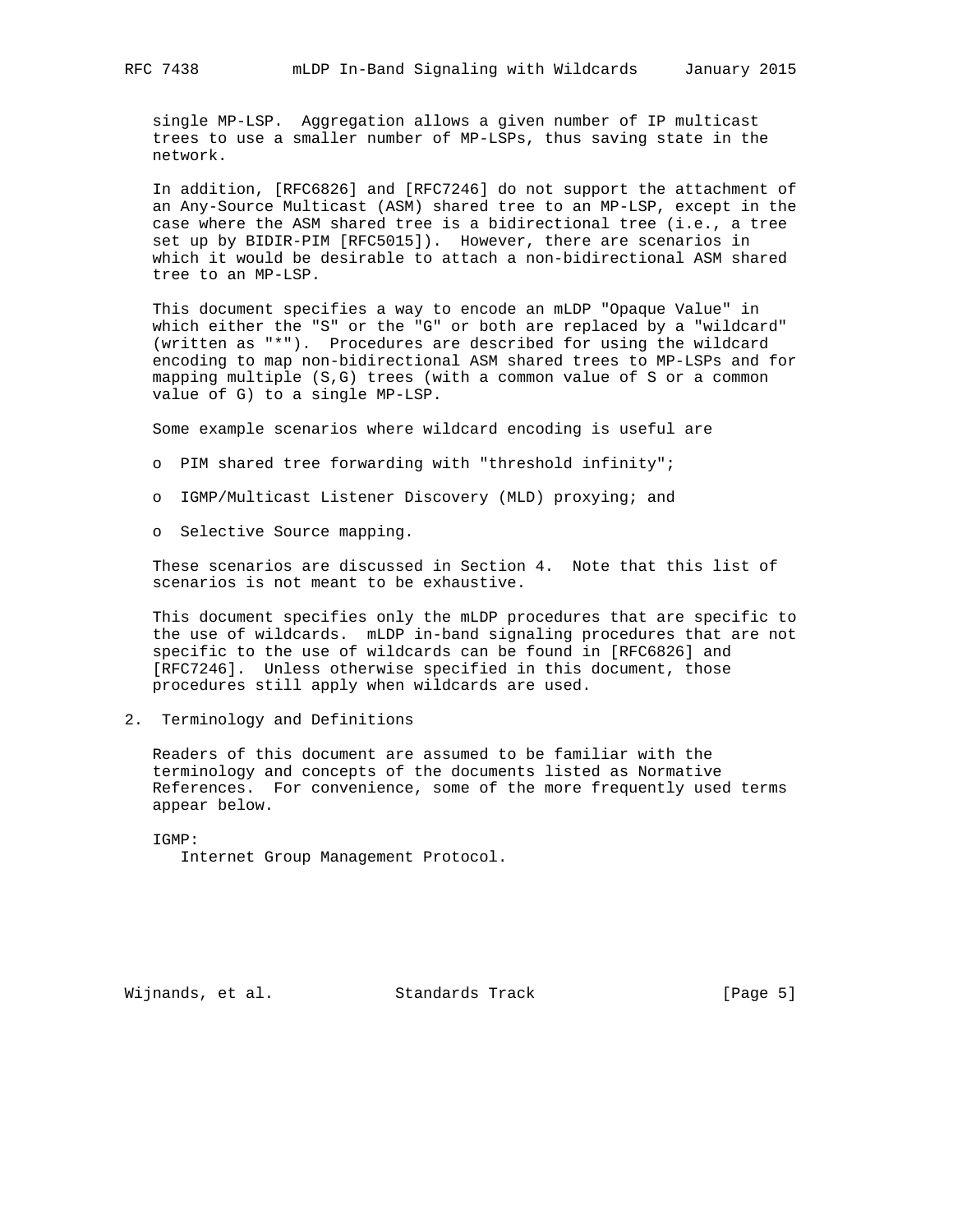single MP-LSP. Aggregation allows a given number of IP multicast trees to use a smaller number of MP-LSPs, thus saving state in the network.

In addition, [RFC6826] and [RFC7246] do not support the attachment of an Any-Source Multicast (ASM) shared tree to an MP-LSP, except in the case where the ASM shared tree is a bidirectional tree (i.e., a tree set up by BIDIR-PIM [RFC5015]). However, there are scenarios in which it would be desirable to attach a non-bidirectional ASM shared tree to an MP-LSP.

This document specifies a way to encode an mLDP "Opaque Value" in which either the "S" or the "G" or both are replaced by a "wildcard" (written as "*"). Procedures are described for using the wildcard encoding to map non-bidirectional ASM shared trees to MP-LSPs and for mapping multiple (S,G) trees (with a common value of S or a common value of G) to a single MP-LSP.

Some example scenarios where wildcard encoding is useful are

- PIM shared tree forwarding with "threshold infinity";
- IGMP/Multicast Listener Discovery (MLD) proxying; and
- Selective Source mapping.

These scenarios are discussed in Section 4. Note that this list of scenarios is not meant to be exhaustive.

This document specifies only the mLDP procedures that are specific to the use of wildcards. mLDP in-band signaling procedures that are not specific to the use of wildcards can be found in [RFC6826] and [RFC7246]. Unless otherwise specified in this document, those procedures still apply when wildcards are used.

## 2. Terminology and Definitions

Readers of this document are assumed to be familiar with the terminology and concepts of the documents listed as Normative References. For convenience, some of the more frequently used terms appear below.

IGMP:
   Internet Group Management Protocol.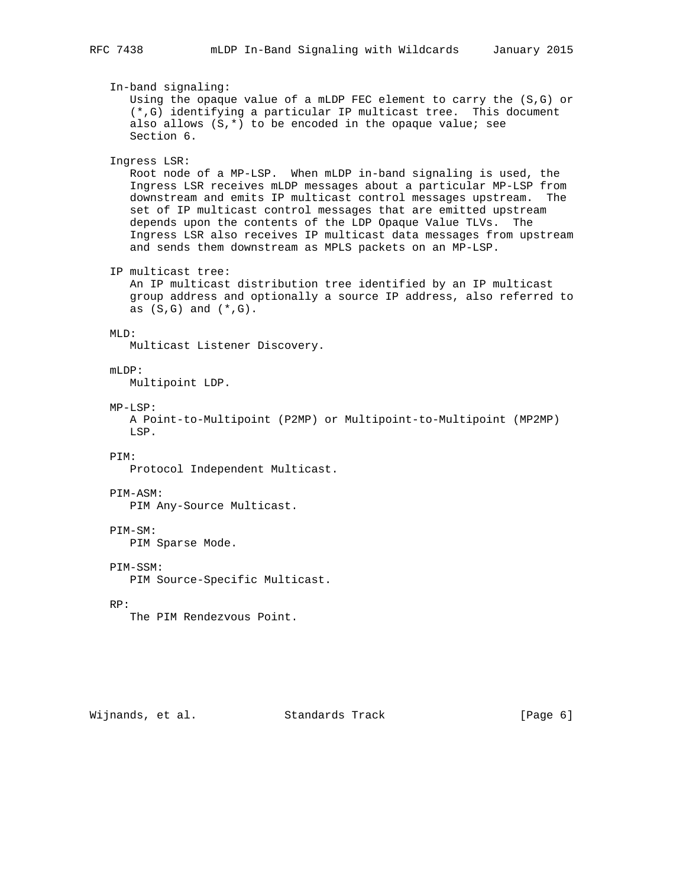In-band signaling:
Using the opaque value of a mLDP FEC element to carry the (S,G) or (*,G) identifying a particular IP multicast tree. This document also allows (S,*) to be encoded in the opaque value; see Section 6.

Ingress LSR:
Root node of a MP-LSP. When mLDP in-band signaling is used, the Ingress LSR receives mLDP messages about a particular MP-LSP from downstream and emits IP multicast control messages upstream. The set of IP multicast control messages that are emitted upstream depends upon the contents of the LDP Opaque Value TLVs. The Ingress LSR also receives IP multicast data messages from upstream and sends them downstream as MPLS packets on an MP-LSP.

IP multicast tree:
An IP multicast distribution tree identified by an IP multicast group address and optionally a source IP address, also referred to as (S,G) and (*,G).

MLD:
Multicast Listener Discovery.

mLDP:
Multipoint LDP.

MP-LSP:
A Point-to-Multipoint (P2MP) or Multipoint-to-Multipoint (MP2MP) LSP.

PIM:
Protocol Independent Multicast.

PIM-ASM:
PIM Any-Source Multicast.

PIM-SM:
PIM Sparse Mode.

PIM-SSM:
PIM Source-Specific Multicast.

RP:
The PIM Rendezvous Point.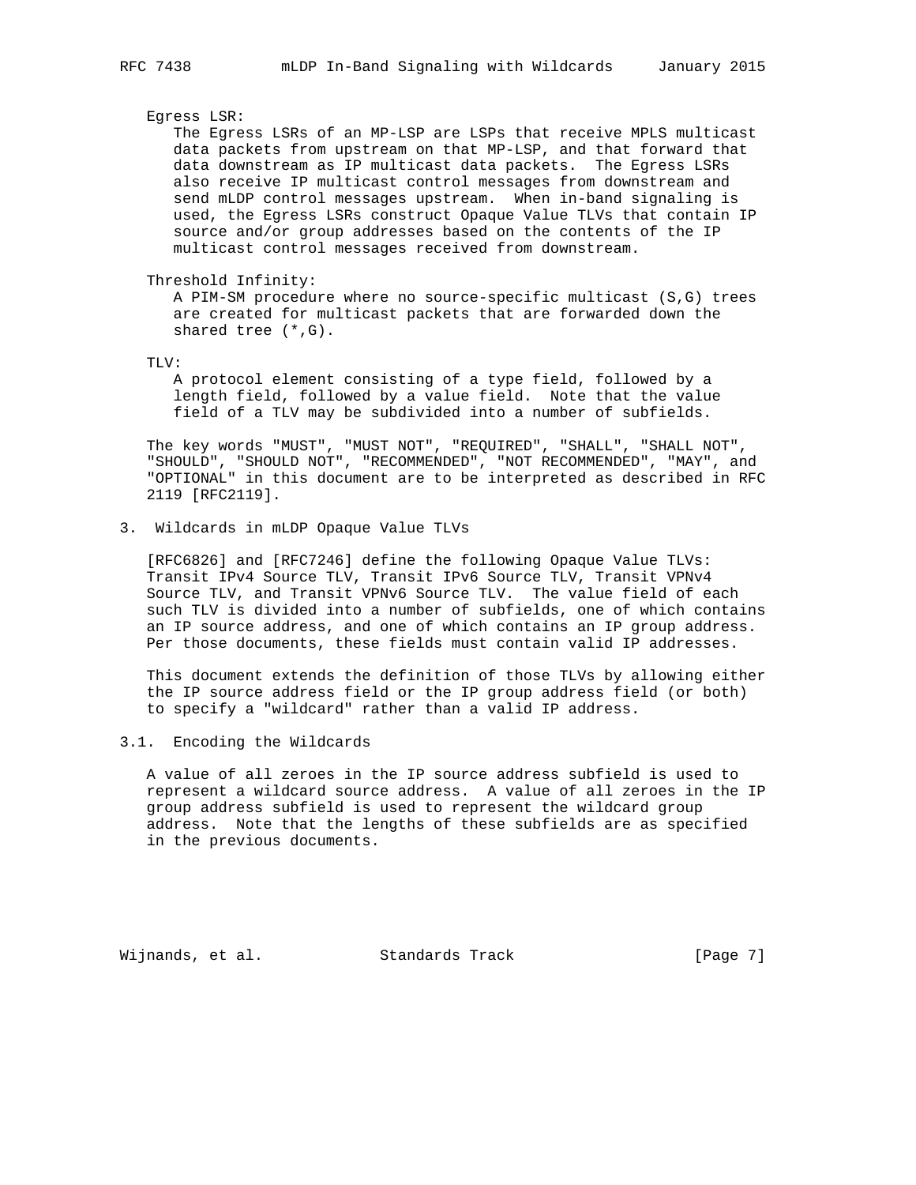Egress LSR:
The Egress LSRs of an MP-LSP are LSPs that receive MPLS multicast data packets from upstream on that MP-LSP, and that forward that data downstream as IP multicast data packets. The Egress LSRs also receive IP multicast control messages from downstream and send mLDP control messages upstream. When in-band signaling is used, the Egress LSRs construct Opaque Value TLVs that contain IP source and/or group addresses based on the contents of the IP multicast control messages received from downstream.

Threshold Infinity:
A PIM-SM procedure where no source-specific multicast (S,G) trees are created for multicast packets that are forwarded down the shared tree (*,G).

TLV:
A protocol element consisting of a type field, followed by a length field, followed by a value field. Note that the value field of a TLV may be subdivided into a number of subfields.

The key words "MUST", "MUST NOT", "REQUIRED", "SHALL", "SHALL NOT", "SHOULD", "SHOULD NOT", "RECOMMENDED", "NOT RECOMMENDED", "MAY", and "OPTIONAL" in this document are to be interpreted as described in RFC 2119 [RFC2119].

## 3. Wildcards in mLDP Opaque Value TLVs

[RFC6826] and [RFC7246] define the following Opaque Value TLVs: Transit IPv4 Source TLV, Transit IPv6 Source TLV, Transit VPNv4 Source TLV, and Transit VPNv6 Source TLV. The value field of each such TLV is divided into a number of subfields, one of which contains an IP source address, and one of which contains an IP group address. Per those documents, these fields must contain valid IP addresses.

This document extends the definition of those TLVs by allowing either the IP source address field or the IP group address field (or both) to specify a "wildcard" rather than a valid IP address.

### 3.1. Encoding the Wildcards

A value of all zeroes in the IP source address subfield is used to represent a wildcard source address. A value of all zeroes in the IP group address subfield is used to represent the wildcard group address. Note that the lengths of these subfields are as specified in the previous documents.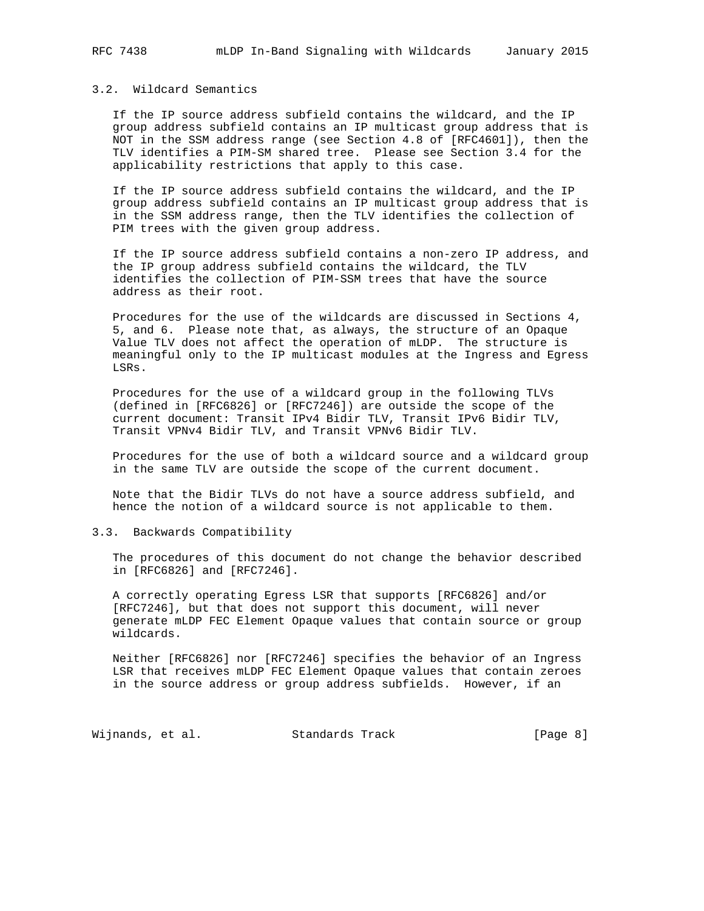### 3.2. Wildcard Semantics

If the IP source address subfield contains the wildcard, and the IP group address subfield contains an IP multicast group address that is NOT in the SSM address range (see Section 4.8 of [RFC4601]), then the TLV identifies a PIM-SM shared tree. Please see Section 3.4 for the applicability restrictions that apply to this case.

If the IP source address subfield contains the wildcard, and the IP group address subfield contains an IP multicast group address that is in the SSM address range, then the TLV identifies the collection of PIM trees with the given group address.

If the IP source address subfield contains a non-zero IP address, and the IP group address subfield contains the wildcard, the TLV identifies the collection of PIM-SSM trees that have the source address as their root.

Procedures for the use of the wildcards are discussed in Sections 4, 5, and 6. Please note that, as always, the structure of an Opaque Value TLV does not affect the operation of mLDP. The structure is meaningful only to the IP multicast modules at the Ingress and Egress LSRs.

Procedures for the use of a wildcard group in the following TLVs (defined in [RFC6826] or [RFC7246]) are outside the scope of the current document: Transit IPv4 Bidir TLV, Transit IPv6 Bidir TLV, Transit VPNv4 Bidir TLV, and Transit VPNv6 Bidir TLV.

Procedures for the use of both a wildcard source and a wildcard group in the same TLV are outside the scope of the current document.

Note that the Bidir TLVs do not have a source address subfield, and hence the notion of a wildcard source is not applicable to them.

### 3.3. Backwards Compatibility

The procedures of this document do not change the behavior described in [RFC6826] and [RFC7246].

A correctly operating Egress LSR that supports [RFC6826] and/or [RFC7246], but that does not support this document, will never generate mLDP FEC Element Opaque values that contain source or group wildcards.

Neither [RFC6826] nor [RFC7246] specifies the behavior of an Ingress LSR that receives mLDP FEC Element Opaque values that contain zeroes in the source address or group address subfields. However, if an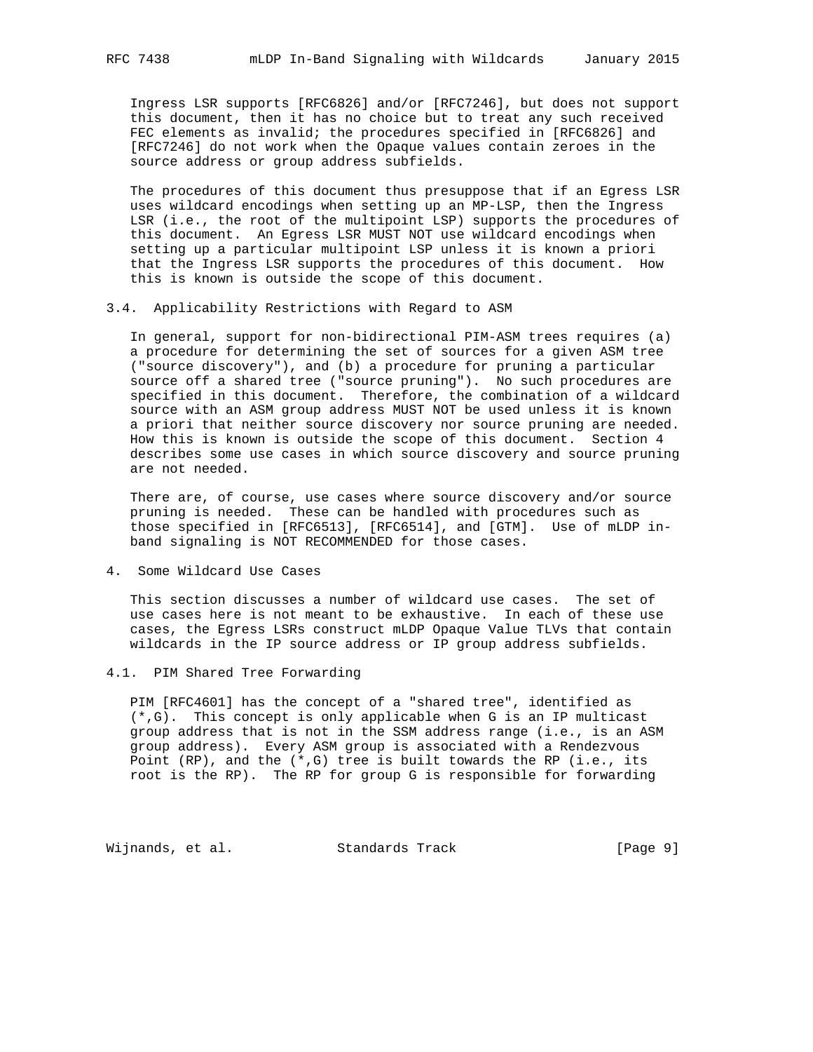Ingress LSR supports [RFC6826] and/or [RFC7246], but does not support this document, then it has no choice but to treat any such received FEC elements as invalid; the procedures specified in [RFC6826] and [RFC7246] do not work when the Opaque values contain zeroes in the source address or group address subfields.

The procedures of this document thus presuppose that if an Egress LSR uses wildcard encodings when setting up an MP-LSP, then the Ingress LSR (i.e., the root of the multipoint LSP) supports the procedures of this document. An Egress LSR MUST NOT use wildcard encodings when setting up a particular multipoint LSP unless it is known a priori that the Ingress LSR supports the procedures of this document. How this is known is outside the scope of this document.

### 3.4. Applicability Restrictions with Regard to ASM

In general, support for non-bidirectional PIM-ASM trees requires (a) a procedure for determining the set of sources for a given ASM tree ("source discovery"), and (b) a procedure for pruning a particular source off a shared tree ("source pruning"). No such procedures are specified in this document. Therefore, the combination of a wildcard source with an ASM group address MUST NOT be used unless it is known a priori that neither source discovery nor source pruning are needed. How this is known is outside the scope of this document. Section 4 describes some use cases in which source discovery and source pruning are not needed.

There are, of course, use cases where source discovery and/or source pruning is needed. These can be handled with procedures such as those specified in [RFC6513], [RFC6514], and [GTM]. Use of mLDP in-band signaling is NOT RECOMMENDED for those cases.

## 4. Some Wildcard Use Cases

This section discusses a number of wildcard use cases. The set of use cases here is not meant to be exhaustive. In each of these use cases, the Egress LSRs construct mLDP Opaque Value TLVs that contain wildcards in the IP source address or IP group address subfields.

### 4.1. PIM Shared Tree Forwarding

PIM [RFC4601] has the concept of a "shared tree", identified as (*,G). This concept is only applicable when G is an IP multicast group address that is not in the SSM address range (i.e., is an ASM group address). Every ASM group is associated with a Rendezvous Point (RP), and the (*,G) tree is built towards the RP (i.e., its root is the RP). The RP for group G is responsible for forwarding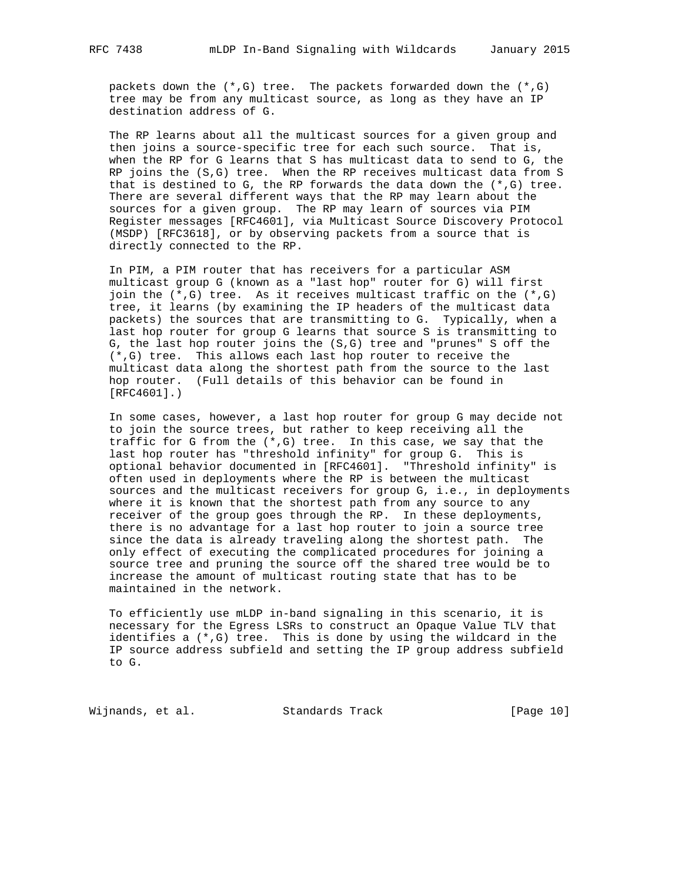packets down the (*,G) tree. The packets forwarded down the (*,G) tree may be from any multicast source, as long as they have an IP destination address of G.

The RP learns about all the multicast sources for a given group and then joins a source-specific tree for each such source. That is, when the RP for G learns that S has multicast data to send to G, the RP joins the (S,G) tree. When the RP receives multicast data from S that is destined to G, the RP forwards the data down the (*,G) tree. There are several different ways that the RP may learn about the sources for a given group. The RP may learn of sources via PIM Register messages [RFC4601], via Multicast Source Discovery Protocol (MSDP) [RFC3618], or by observing packets from a source that is directly connected to the RP.

In PIM, a PIM router that has receivers for a particular ASM multicast group G (known as a "last hop" router for G) will first join the (*,G) tree. As it receives multicast traffic on the (*,G) tree, it learns (by examining the IP headers of the multicast data packets) the sources that are transmitting to G. Typically, when a last hop router for group G learns that source S is transmitting to G, the last hop router joins the (S,G) tree and "prunes" S off the (*,G) tree. This allows each last hop router to receive the multicast data along the shortest path from the source to the last hop router. (Full details of this behavior can be found in [RFC4601].)

In some cases, however, a last hop router for group G may decide not to join the source trees, but rather to keep receiving all the traffic for G from the (*,G) tree. In this case, we say that the last hop router has "threshold infinity" for group G. This is optional behavior documented in [RFC4601]. "Threshold infinity" is often used in deployments where the RP is between the multicast sources and the multicast receivers for group G, i.e., in deployments where it is known that the shortest path from any source to any receiver of the group goes through the RP. In these deployments, there is no advantage for a last hop router to join a source tree since the data is already traveling along the shortest path. The only effect of executing the complicated procedures for joining a source tree and pruning the source off the shared tree would be to increase the amount of multicast routing state that has to be maintained in the network.

To efficiently use mLDP in-band signaling in this scenario, it is necessary for the Egress LSRs to construct an Opaque Value TLV that identifies a (*,G) tree. This is done by using the wildcard in the IP source address subfield and setting the IP group address subfield to G.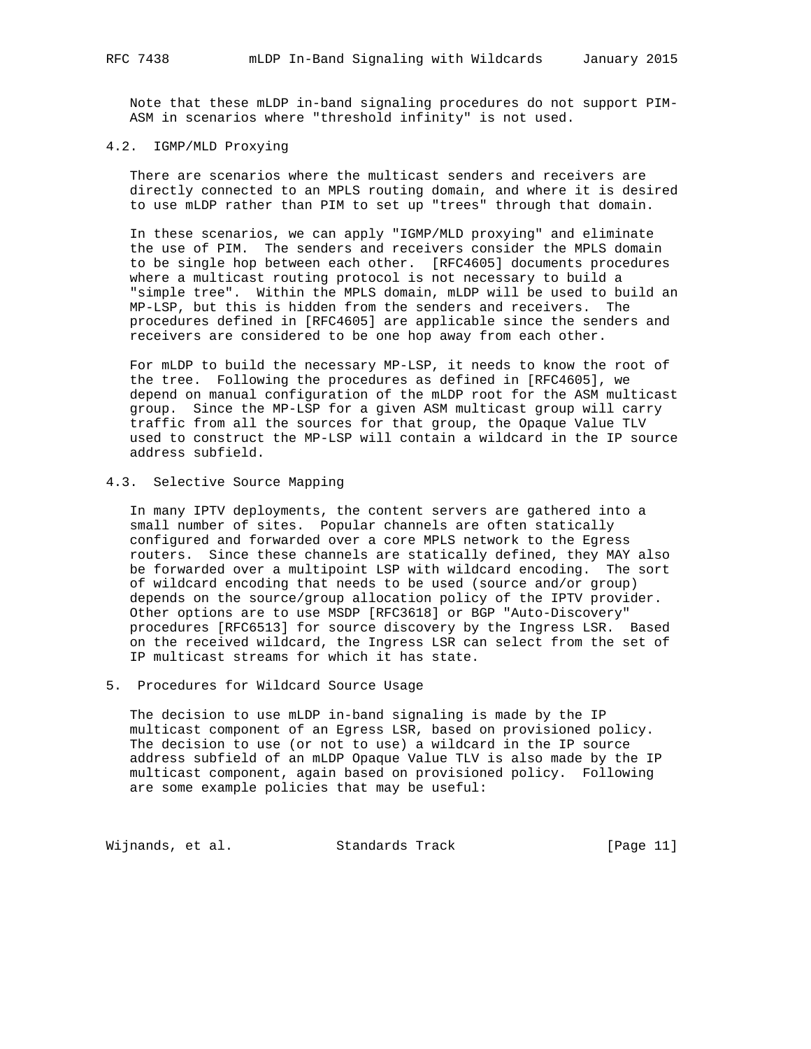Note that these mLDP in-band signaling procedures do not support PIM-ASM in scenarios where "threshold infinity" is not used.

### 4.2. IGMP/MLD Proxying

There are scenarios where the multicast senders and receivers are directly connected to an MPLS routing domain, and where it is desired to use mLDP rather than PIM to set up "trees" through that domain.

In these scenarios, we can apply "IGMP/MLD proxying" and eliminate the use of PIM. The senders and receivers consider the MPLS domain to be single hop between each other. [RFC4605] documents procedures where a multicast routing protocol is not necessary to build a "simple tree". Within the MPLS domain, mLDP will be used to build an MP-LSP, but this is hidden from the senders and receivers. The procedures defined in [RFC4605] are applicable since the senders and receivers are considered to be one hop away from each other.

For mLDP to build the necessary MP-LSP, it needs to know the root of the tree. Following the procedures as defined in [RFC4605], we depend on manual configuration of the mLDP root for the ASM multicast group. Since the MP-LSP for a given ASM multicast group will carry traffic from all the sources for that group, the Opaque Value TLV used to construct the MP-LSP will contain a wildcard in the IP source address subfield.

### 4.3. Selective Source Mapping

In many IPTV deployments, the content servers are gathered into a small number of sites. Popular channels are often statically configured and forwarded over a core MPLS network to the Egress routers. Since these channels are statically defined, they MAY also be forwarded over a multipoint LSP with wildcard encoding. The sort of wildcard encoding that needs to be used (source and/or group) depends on the source/group allocation policy of the IPTV provider. Other options are to use MSDP [RFC3618] or BGP "Auto-Discovery" procedures [RFC6513] for source discovery by the Ingress LSR. Based on the received wildcard, the Ingress LSR can select from the set of IP multicast streams for which it has state.

## 5. Procedures for Wildcard Source Usage

The decision to use mLDP in-band signaling is made by the IP multicast component of an Egress LSR, based on provisioned policy. The decision to use (or not to use) a wildcard in the IP source address subfield of an mLDP Opaque Value TLV is also made by the IP multicast component, again based on provisioned policy. Following are some example policies that may be useful: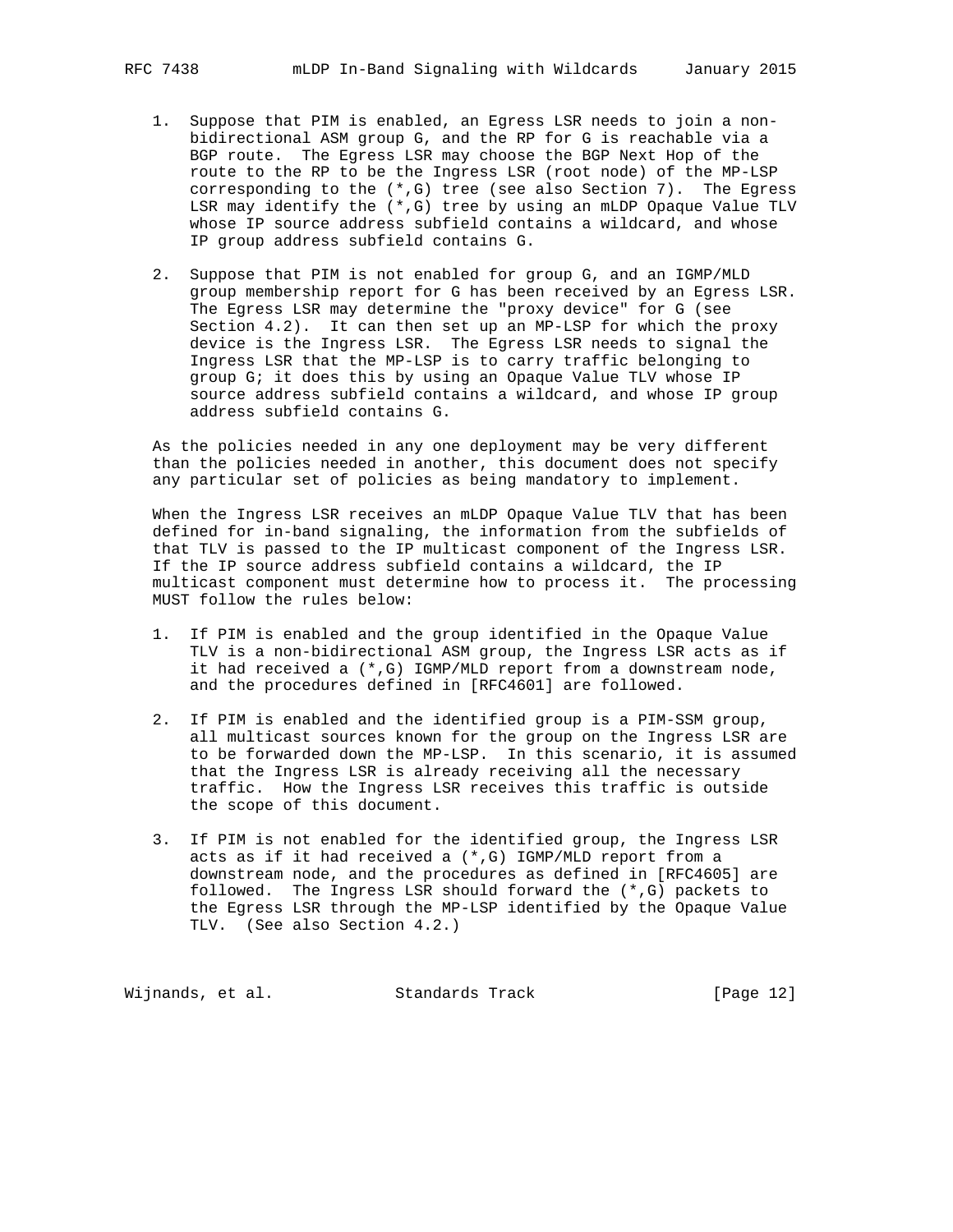1. Suppose that PIM is enabled, an Egress LSR needs to join a non-bidirectional ASM group G, and the RP for G is reachable via a BGP route. The Egress LSR may choose the BGP Next Hop of the route to the RP to be the Ingress LSR (root node) of the MP-LSP corresponding to the (*,G) tree (see also Section 7). The Egress LSR may identify the (*,G) tree by using an mLDP Opaque Value TLV whose IP source address subfield contains a wildcard, and whose IP group address subfield contains G.

2. Suppose that PIM is not enabled for group G, and an IGMP/MLD group membership report for G has been received by an Egress LSR. The Egress LSR may determine the "proxy device" for G (see Section 4.2). It can then set up an MP-LSP for which the proxy device is the Ingress LSR. The Egress LSR needs to signal the Ingress LSR that the MP-LSP is to carry traffic belonging to group G; it does this by using an Opaque Value TLV whose IP source address subfield contains a wildcard, and whose IP group address subfield contains G.

As the policies needed in any one deployment may be very different than the policies needed in another, this document does not specify any particular set of policies as being mandatory to implement.

When the Ingress LSR receives an mLDP Opaque Value TLV that has been defined for in-band signaling, the information from the subfields of that TLV is passed to the IP multicast component of the Ingress LSR. If the IP source address subfield contains a wildcard, the IP multicast component must determine how to process it. The processing MUST follow the rules below:

1. If PIM is enabled and the group identified in the Opaque Value TLV is a non-bidirectional ASM group, the Ingress LSR acts as if it had received a (*,G) IGMP/MLD report from a downstream node, and the procedures defined in [RFC4601] are followed.

2. If PIM is enabled and the identified group is a PIM-SSM group, all multicast sources known for the group on the Ingress LSR are to be forwarded down the MP-LSP. In this scenario, it is assumed that the Ingress LSR is already receiving all the necessary traffic. How the Ingress LSR receives this traffic is outside the scope of this document.

3. If PIM is not enabled for the identified group, the Ingress LSR acts as if it had received a (*,G) IGMP/MLD report from a downstream node, and the procedures as defined in [RFC4605] are followed. The Ingress LSR should forward the (*,G) packets to the Egress LSR through the MP-LSP identified by the Opaque Value TLV. (See also Section 4.2.)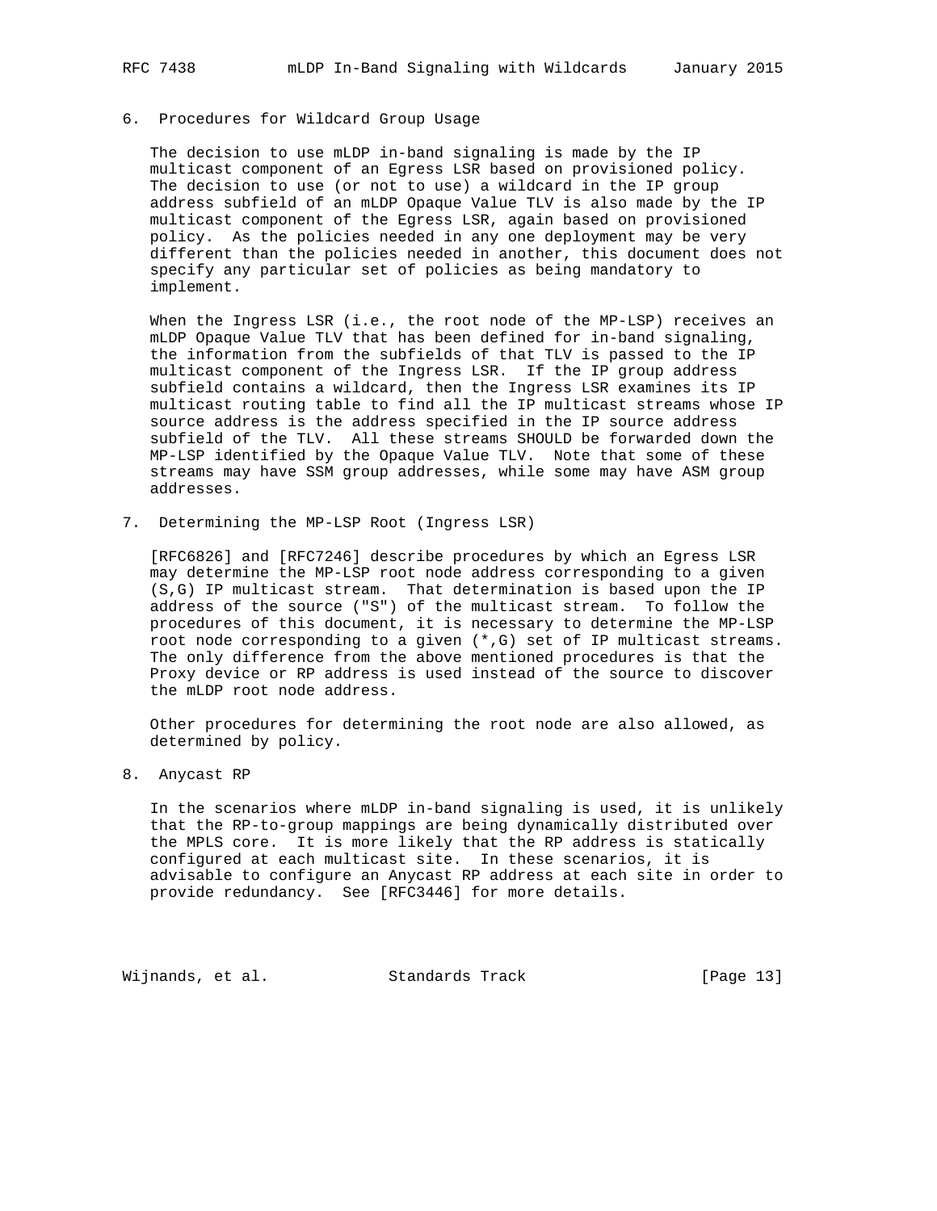## 6. Procedures for Wildcard Group Usage

The decision to use mLDP in-band signaling is made by the IP multicast component of an Egress LSR based on provisioned policy. The decision to use (or not to use) a wildcard in the IP group address subfield of an mLDP Opaque Value TLV is also made by the IP multicast component of the Egress LSR, again based on provisioned policy. As the policies needed in any one deployment may be very different than the policies needed in another, this document does not specify any particular set of policies as being mandatory to implement.

When the Ingress LSR (i.e., the root node of the MP-LSP) receives an mLDP Opaque Value TLV that has been defined for in-band signaling, the information from the subfields of that TLV is passed to the IP multicast component of the Ingress LSR. If the IP group address subfield contains a wildcard, then the Ingress LSR examines its IP multicast routing table to find all the IP multicast streams whose IP source address is the address specified in the IP source address subfield of the TLV. All these streams SHOULD be forwarded down the MP-LSP identified by the Opaque Value TLV. Note that some of these streams may have SSM group addresses, while some may have ASM group addresses.

## 7. Determining the MP-LSP Root (Ingress LSR)

[RFC6826] and [RFC7246] describe procedures by which an Egress LSR may determine the MP-LSP root node address corresponding to a given (S,G) IP multicast stream. That determination is based upon the IP address of the source ("S") of the multicast stream. To follow the procedures of this document, it is necessary to determine the MP-LSP root node corresponding to a given (*,G) set of IP multicast streams. The only difference from the above mentioned procedures is that the Proxy device or RP address is used instead of the source to discover the mLDP root node address.

Other procedures for determining the root node are also allowed, as determined by policy.

## 8. Anycast RP

In the scenarios where mLDP in-band signaling is used, it is unlikely that the RP-to-group mappings are being dynamically distributed over the MPLS core. It is more likely that the RP address is statically configured at each multicast site. In these scenarios, it is advisable to configure an Anycast RP address at each site in order to provide redundancy. See [RFC3446] for more details.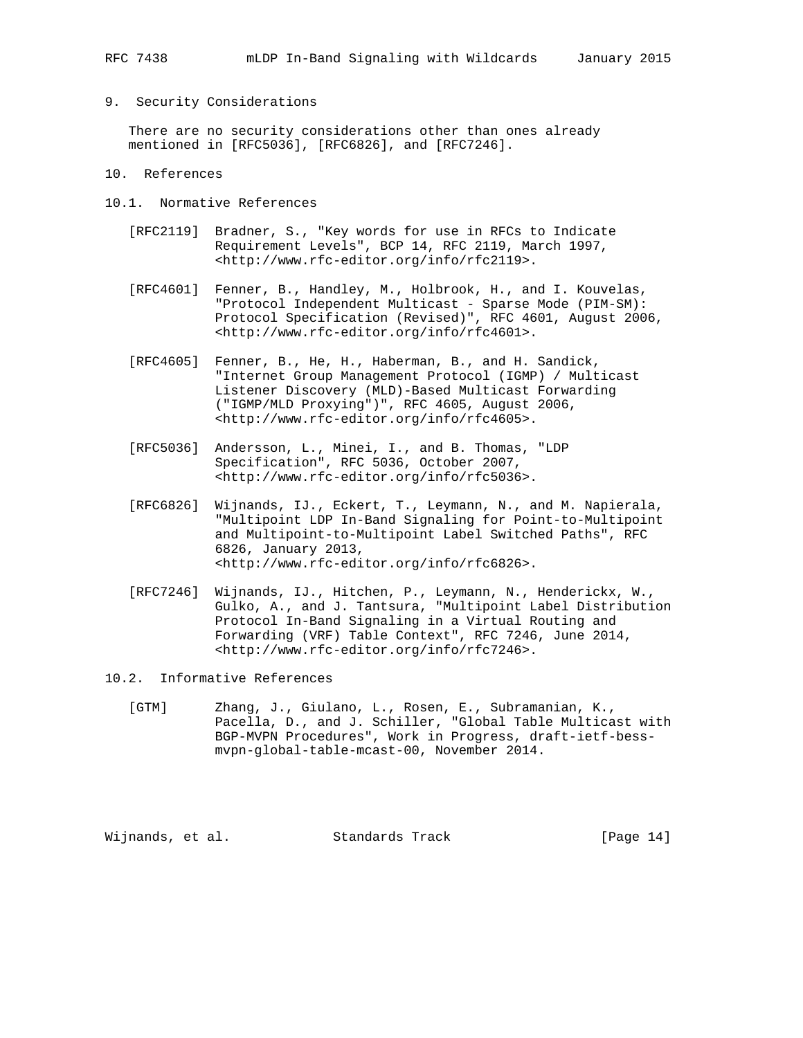## 9. Security Considerations

There are no security considerations other than ones already mentioned in [RFC5036], [RFC6826], and [RFC7246].

## 10. References

### 10.1. Normative References

[RFC2119] Bradner, S., "Key words for use in RFCs to Indicate Requirement Levels", BCP 14, RFC 2119, March 1997, <http://www.rfc-editor.org/info/rfc2119>.

[RFC4601] Fenner, B., Handley, M., Holbrook, H., and I. Kouvelas, "Protocol Independent Multicast - Sparse Mode (PIM-SM): Protocol Specification (Revised)", RFC 4601, August 2006, <http://www.rfc-editor.org/info/rfc4601>.

[RFC4605] Fenner, B., He, H., Haberman, B., and H. Sandick, "Internet Group Management Protocol (IGMP) / Multicast Listener Discovery (MLD)-Based Multicast Forwarding ("IGMP/MLD Proxying")", RFC 4605, August 2006, <http://www.rfc-editor.org/info/rfc4605>.

[RFC5036] Andersson, L., Minei, I., and B. Thomas, "LDP Specification", RFC 5036, October 2007, <http://www.rfc-editor.org/info/rfc5036>.

[RFC6826] Wijnands, IJ., Eckert, T., Leymann, N., and M. Napierala, "Multipoint LDP In-Band Signaling for Point-to-Multipoint and Multipoint-to-Multipoint Label Switched Paths", RFC 6826, January 2013, <http://www.rfc-editor.org/info/rfc6826>.

[RFC7246] Wijnands, IJ., Hitchen, P., Leymann, N., Henderickx, W., Gulko, A., and J. Tantsura, "Multipoint Label Distribution Protocol In-Band Signaling in a Virtual Routing and Forwarding (VRF) Table Context", RFC 7246, June 2014, <http://www.rfc-editor.org/info/rfc7246>.

### 10.2. Informative References

[GTM] Zhang, J., Giulano, L., Rosen, E., Subramanian, K., Pacella, D., and J. Schiller, "Global Table Multicast with BGP-MVPN Procedures", Work in Progress, draft-ietf-bess-mvpn-global-table-mcast-00, November 2014.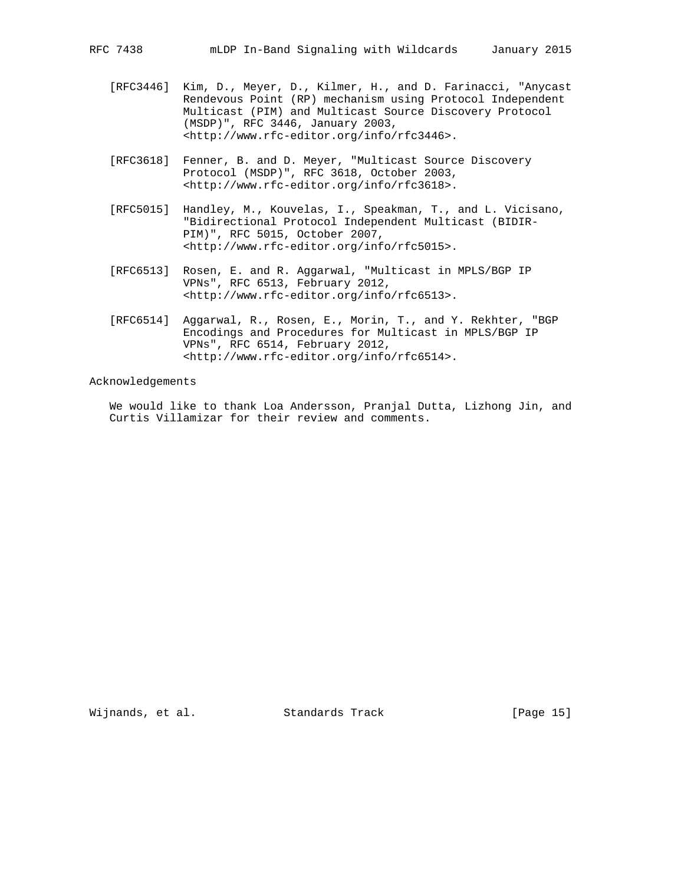[RFC3446] Kim, D., Meyer, D., Kilmer, H., and D. Farinacci, "Anycast Rendevous Point (RP) mechanism using Protocol Independent Multicast (PIM) and Multicast Source Discovery Protocol (MSDP)", RFC 3446, January 2003, <http://www.rfc-editor.org/info/rfc3446>.

[RFC3618] Fenner, B. and D. Meyer, "Multicast Source Discovery Protocol (MSDP)", RFC 3618, October 2003, <http://www.rfc-editor.org/info/rfc3618>.

[RFC5015] Handley, M., Kouvelas, I., Speakman, T., and L. Vicisano, "Bidirectional Protocol Independent Multicast (BIDIR-PIM)", RFC 5015, October 2007, <http://www.rfc-editor.org/info/rfc5015>.

[RFC6513] Rosen, E. and R. Aggarwal, "Multicast in MPLS/BGP IP VPNs", RFC 6513, February 2012, <http://www.rfc-editor.org/info/rfc6513>.

[RFC6514] Aggarwal, R., Rosen, E., Morin, T., and Y. Rekhter, "BGP Encodings and Procedures for Multicast in MPLS/BGP IP VPNs", RFC 6514, February 2012, <http://www.rfc-editor.org/info/rfc6514>.

## Acknowledgements

We would like to thank Loa Andersson, Pranjal Dutta, Lizhong Jin, and Curtis Villamizar for their review and comments.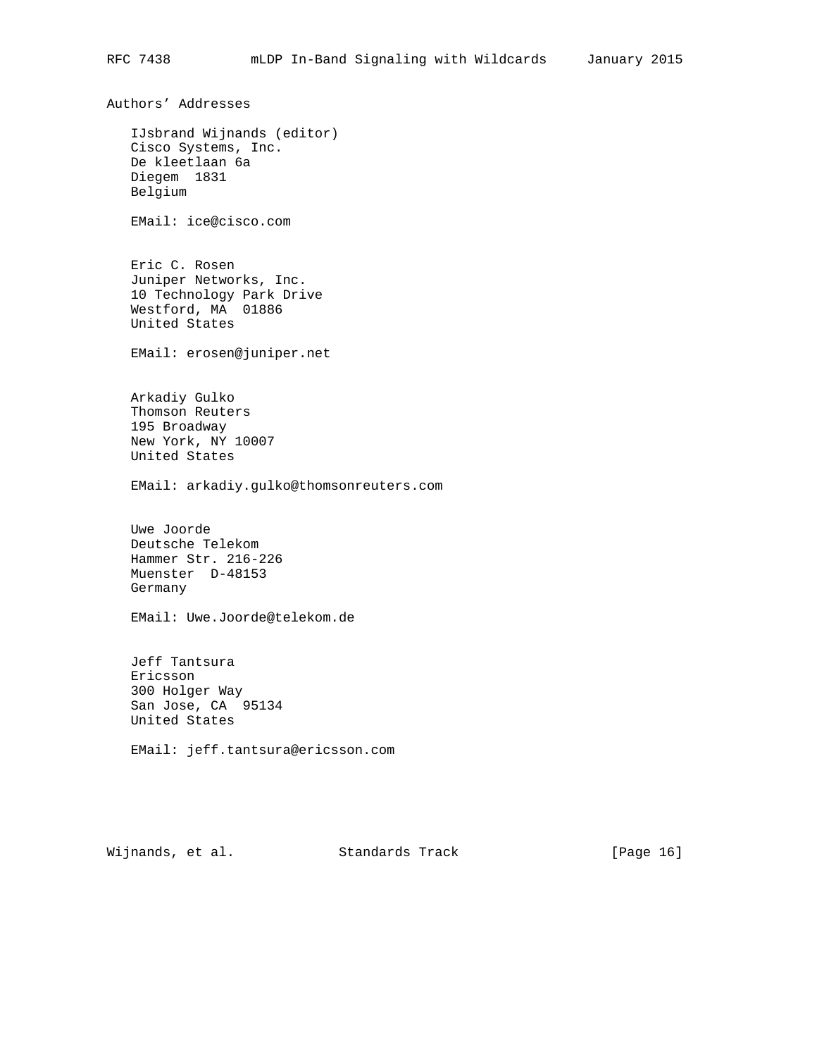## Authors' Addresses

IJsbrand Wijnands (editor)
Cisco Systems, Inc.
De kleetlaan 6a
Diegem  1831
Belgium

EMail: ice@cisco.com

Eric C. Rosen
Juniper Networks, Inc.
10 Technology Park Drive
Westford, MA  01886
United States

EMail: erosen@juniper.net

Arkadiy Gulko
Thomson Reuters
195 Broadway
New York, NY 10007
United States

EMail: arkadiy.gulko@thomsonreuters.com

Uwe Joorde
Deutsche Telekom
Hammer Str. 216-226
Muenster  D-48153
Germany

EMail: Uwe.Joorde@telekom.de

Jeff Tantsura
Ericsson
300 Holger Way
San Jose, CA  95134
United States

EMail: jeff.tantsura@ericsson.com